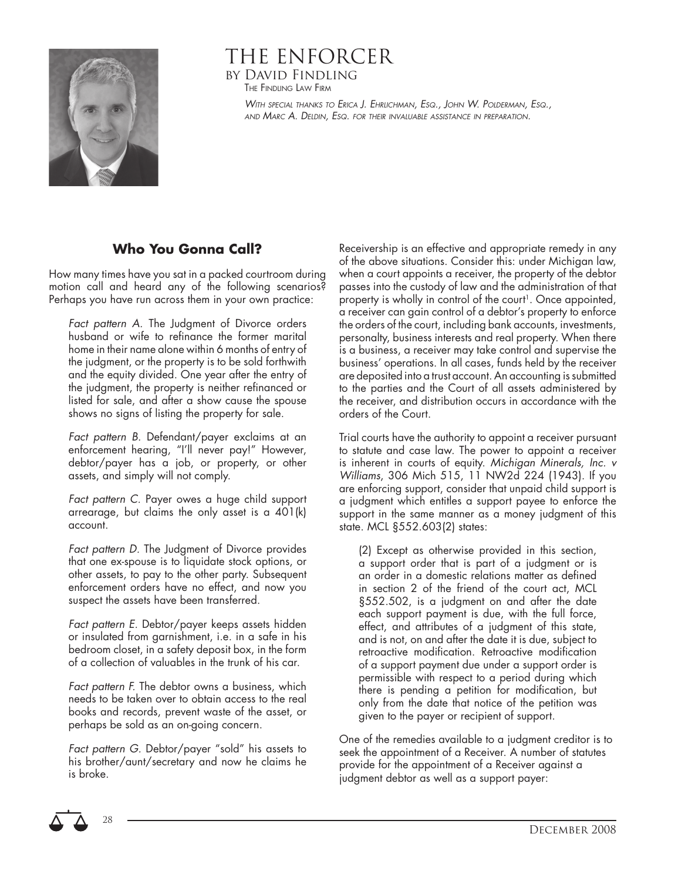# THE ENFORCER

BY DAVID FINDLING

THE FINDLING LAW FIRM

*WITH SPECIAL THANKS TO ERICA J. EHRLICHMAN, ESQ., JOHN W. POLDERMAN, ESQ., AND MARC A. DELDIN, ESQ. FOR THEIR INVALUABLE ASSISTANCE IN PREPARATION.*

## Who You Gonna Call?

How many times have you sat in a packed courtroom during motion call and heard any of the following scenarios? Perhaps you have run across them in your own practice:

*Fact pattern A.* The Judgment of Divorce orders husband or wife to refinance the former marital home in their name alone within 6 months of entry of the judgment, or the property is to be sold forthwith and the equity divided. One year after the entry of the judgment, the property is neither refinanced or listed for sale, and after a show cause the spouse shows no signs of listing the property for sale.

*Fact pattern B.* Defendant/payer exclaims at an enforcement hearing, "I'll never pay!" However, debtor/payer has a job, or property, or other assets, and simply will not comply.

*Fact pattern C.* Payer owes a huge child support arrearage, but claims the only asset is a 401(k) account.

*Fact pattern D.* The Judgment of Divorce provides that one ex-spouse is to liquidate stock options, or other assets, to pay to the other party. Subsequent enforcement orders have no effect, and now you suspect the assets have been transferred.

*Fact pattern E.* Debtor/payer keeps assets hidden or insulated from garnishment, i.e. in a safe in his bedroom closet, in a safety deposit box, in the form of a collection of valuables in the trunk of his car.

*Fact pattern F.* The debtor owns a business, which needs to be taken over to obtain access to the real books and records, prevent waste of the asset, or perhaps be sold as an on-going concern.

*Fact pattern G.* Debtor/payer "sold" his assets to his brother/aunt/secretary and now he claims he is broke.

Receivership is an effective and appropriate remedy in any of the above situations. Consider this: under Michigan law, when a court appoints a receiver, the property of the debtor passes into the custody of law and the administration of that property is wholly in control of the court[1]. Once appointed, a receiver can gain control of a debtor's property to enforce the orders of the court, including bank accounts, investments, personalty, business interests and real property. When there is a business, a receiver may take control and supervise the business' operations. In all cases, funds held by the receiver are deposited into a trust account. An accounting is submitted to the parties and the Court of all assets administered by the receiver, and distribution occurs in accordance with the orders of the Court.

Trial courts have the authority to appoint a receiver pursuant to statute and case law. The power to appoint a receiver is inherent in courts of equity. *Michigan Minerals, Inc. v Williams*, 306 Mich 515, 11 NW2d 224 (1943). If you are enforcing support, consider that unpaid child support is a judgment which entitles a support payee to enforce the support in the same manner as a money judgment of this state. MCL §552.603(2) states:

> (2) Except as otherwise provided in this section, a support order that is part of a judgment or is an order in a domestic relations matter as defined in section 2 of the friend of the court act, MCL §552.502, is a judgment on and after the date each support payment is due, with the full force, effect, and attributes of a judgment of this state, and is not, on and after the date it is due, subject to retroactive modification. Retroactive modification of a support payment due under a support order is permissible with respect to a period during which there is pending a petition for modification, but only from the date that notice of the petition was given to the payer or recipient of support.

One of the remedies available to a judgment creditor is to seek the appointment of a Receiver. A number of statutes provide for the appointment of a Receiver against a judgment debtor as well as a support payer: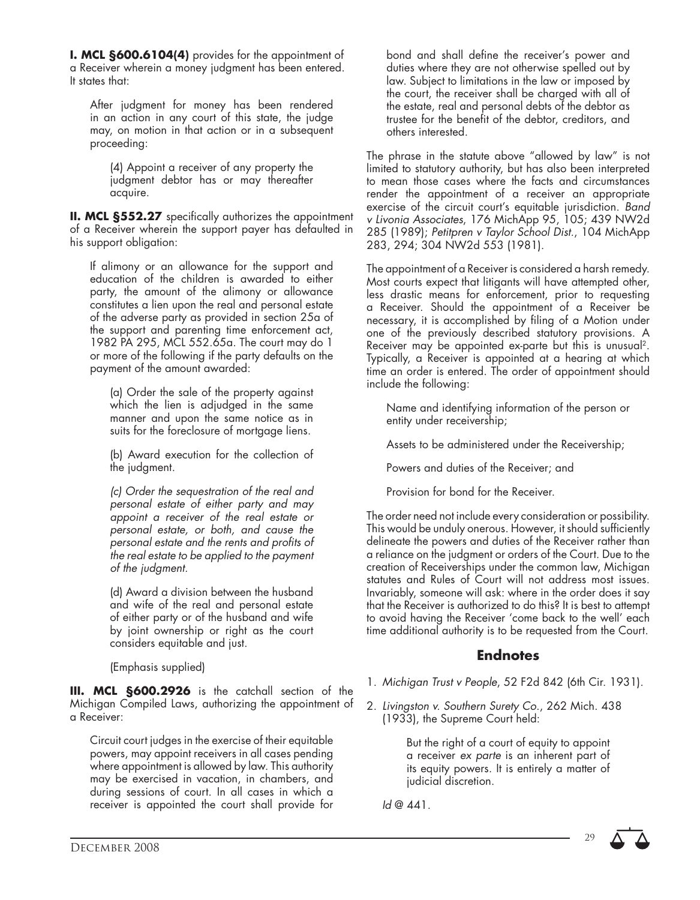**I. MCL §600.6104(4)** provides for the appointment of a Receiver wherein a money judgment has been entered. It states that:

> After judgment for money has been rendered in an action in any court of this state, the judge may, on motion in that action or in a subsequent proceeding:
>
> > (4) Appoint a receiver of any property the judgment debtor has or may thereafter acquire.

**II. MCL §552.27** specifically authorizes the appointment of a Receiver wherein the support payer has defaulted in his support obligation:

> If alimony or an allowance for the support and education of the children is awarded to either party, the amount of the alimony or allowance constitutes a lien upon the real and personal estate of the adverse party as provided in section 25a of the support and parenting time enforcement act, 1982 PA 295, MCL 552.65a. The court may do 1 or more of the following if the party defaults on the payment of the amount awarded:
>
> > (a) Order the sale of the property against which the lien is adjudged in the same manner and upon the same notice as in suits for the foreclosure of mortgage liens.
> >
> > (b) Award execution for the collection of the judgment.
> >
> > *(c) Order the sequestration of the real and personal estate of either party and may appoint a receiver of the real estate or personal estate, or both, and cause the personal estate and the rents and profits of the real estate to be applied to the payment of the judgment.*
> >
> > (d) Award a division between the husband and wife of the real and personal estate of either party or of the husband and wife by joint ownership or right as the court considers equitable and just.
>
> (Emphasis supplied)

**III. MCL §600.2926** is the catchall section of the Michigan Compiled Laws, authorizing the appointment of a Receiver:

> Circuit court judges in the exercise of their equitable powers, may appoint receivers in all cases pending where appointment is allowed by law. This authority may be exercised in vacation, in chambers, and during sessions of court. In all cases in which a receiver is appointed the court shall provide for bond and shall define the receiver's power and duties where they are not otherwise spelled out by law. Subject to limitations in the law or imposed by the court, the receiver shall be charged with all of the estate, real and personal debts of the debtor as trustee for the benefit of the debtor, creditors, and others interested.

The phrase in the statute above "allowed by law" is not limited to statutory authority, but has also been interpreted to mean those cases where the facts and circumstances render the appointment of a receiver an appropriate exercise of the circuit court's equitable jurisdiction. *Band v Livonia Associates*, 176 MichApp 95, 105; 439 NW2d 285 (1989); *Petitpren v Taylor School Dist.*, 104 MichApp 283, 294; 304 NW2d 553 (1981).

The appointment of a Receiver is considered a harsh remedy. Most courts expect that litigants will have attempted other, less drastic means for enforcement, prior to requesting a Receiver. Should the appointment of a Receiver be necessary, it is accomplished by filing of a Motion under one of the previously described statutory provisions. A Receiver may be appointed ex-parte but this is unusual[2]. Typically, a Receiver is appointed at a hearing at which time an order is entered. The order of appointment should include the following:

> Name and identifying information of the person or entity under receivership;
>
> Assets to be administered under the Receivership;
>
> Powers and duties of the Receiver; and
>
> Provision for bond for the Receiver.

The order need not include every consideration or possibility. This would be unduly onerous. However, it should sufficiently delineate the powers and duties of the Receiver rather than a reliance on the judgment or orders of the Court. Due to the creation of Receiverships under the common law, Michigan statutes and Rules of Court will not address most issues. Invariably, someone will ask: where in the order does it say that the Receiver is authorized to do this? It is best to attempt to avoid having the Receiver 'come back to the well' each time additional authority is to be requested from the Court.

## Endnotes

1. *Michigan Trust v People*, 52 F2d 842 (6th Cir. 1931).
2. *Livingston v. Southern Surety Co.*, 262 Mich. 438 (1933), the Supreme Court held:

   > But the right of a court of equity to appoint a receiver *ex parte* is an inherent part of its equity powers. It is entirely a matter of judicial discretion.

   *Id* @ 441.